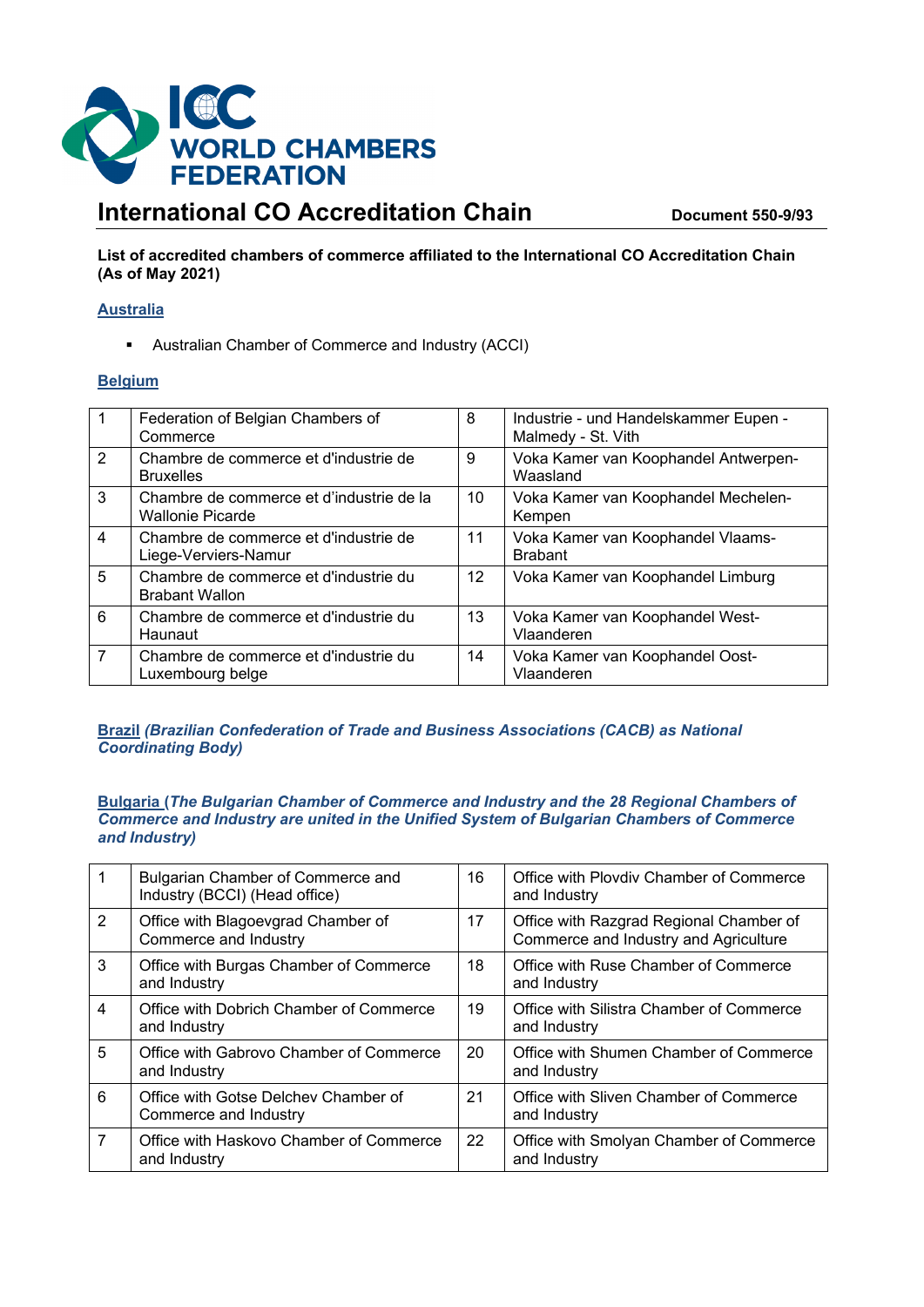ICC WORLD CHAMBERS FEDERATION

# International CO Accreditation Chain

**Document 550-9/93**

**List of accredited chambers of commerce affiliated to the International CO Accreditation Chain (As of May 2021)**

## Australia

- Australian Chamber of Commerce and Industry (ACCI)

## Belgium

| | | | |
|---|---|---|---|
| 1 | Federation of Belgian Chambers of Commerce | 8 | Industrie - und Handelskammer Eupen - Malmedy - St. Vith |
| 2 | Chambre de commerce et d'industrie de Bruxelles | 9 | Voka Kamer van Koophandel Antwerpen-Waasland |
| 3 | Chambre de commerce et d'industrie de la Wallonie Picarde | 10 | Voka Kamer van Koophandel Mechelen-Kempen |
| 4 | Chambre de commerce et d'industrie de Liege-Verviers-Namur | 11 | Voka Kamer van Koophandel Vlaams-Brabant |
| 5 | Chambre de commerce et d'industrie du Brabant Wallon | 12 | Voka Kamer van Koophandel Limburg |
| 6 | Chambre de commerce et d'industrie du Haunaut | 13 | Voka Kamer van Koophandel West-Vlaanderen |
| 7 | Chambre de commerce et d'industrie du Luxembourg belge | 14 | Voka Kamer van Koophandel Oost-Vlaanderen |

## Brazil *(Brazilian Confederation of Trade and Business Associations (CACB) as National Coordinating Body)*

## Bulgaria *(The Bulgarian Chamber of Commerce and Industry and the 28 Regional Chambers of Commerce and Industry are united in the Unified System of Bulgarian Chambers of Commerce and Industry)*

| | | | |
|---|---|---|---|
| 1 | Bulgarian Chamber of Commerce and Industry (BCCI) (Head office) | 16 | Office with Plovdiv Chamber of Commerce and Industry |
| 2 | Office with Blagoevgrad Chamber of Commerce and Industry | 17 | Office with Razgrad Regional Chamber of Commerce and Industry and Agriculture |
| 3 | Office with Burgas Chamber of Commerce and Industry | 18 | Office with Ruse Chamber of Commerce and Industry |
| 4 | Office with Dobrich Chamber of Commerce and Industry | 19 | Office with Silistra Chamber of Commerce and Industry |
| 5 | Office with Gabrovo Chamber of Commerce and Industry | 20 | Office with Shumen Chamber of Commerce and Industry |
| 6 | Office with Gotse Delchev Chamber of Commerce and Industry | 21 | Office with Sliven Chamber of Commerce and Industry |
| 7 | Office with Haskovo Chamber of Commerce and Industry | 22 | Office with Smolyan Chamber of Commerce and Industry |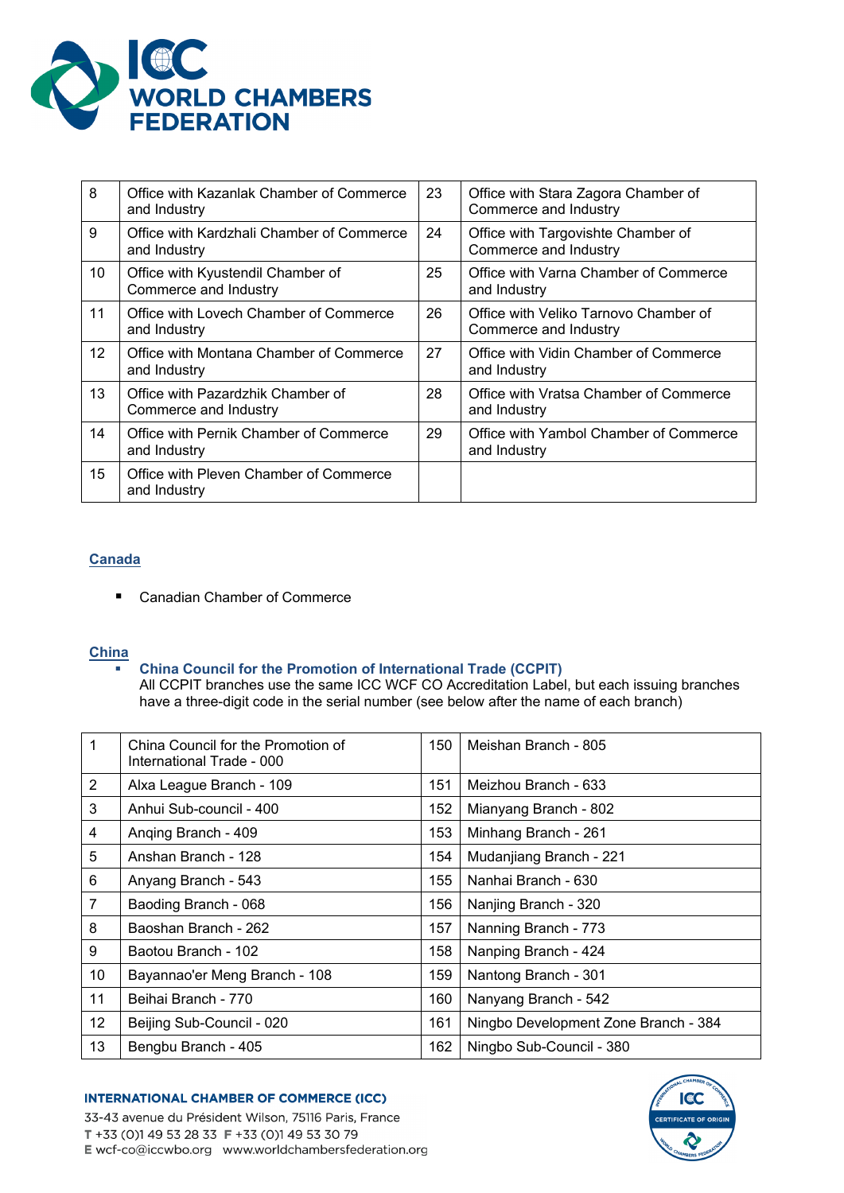| | | | |
|---|---|---|---|
| 8 | Office with Kazanlak Chamber of Commerce and Industry | 23 | Office with Stara Zagora Chamber of Commerce and Industry |
| 9 | Office with Kardzhali Chamber of Commerce and Industry | 24 | Office with Targovishte Chamber of Commerce and Industry |
| 10 | Office with Kyustendil Chamber of Commerce and Industry | 25 | Office with Varna Chamber of Commerce and Industry |
| 11 | Office with Lovech Chamber of Commerce and Industry | 26 | Office with Veliko Tarnovo Chamber of Commerce and Industry |
| 12 | Office with Montana Chamber of Commerce and Industry | 27 | Office with Vidin Chamber of Commerce and Industry |
| 13 | Office with Pazardzhik Chamber of Commerce and Industry | 28 | Office with Vratsa Chamber of Commerce and Industry |
| 14 | Office with Pernik Chamber of Commerce and Industry | 29 | Office with Yambol Chamber of Commerce and Industry |
| 15 | Office with Pleven Chamber of Commerce and Industry | | |

## Canada

- Canadian Chamber of Commerce

## China

- **China Council for the Promotion of International Trade (CCPIT)**
  All CCPIT branches use the same ICC WCF CO Accreditation Label, but each issuing branches have a three-digit code in the serial number (see below after the name of each branch)

| | | | |
|---|---|---|---|
| 1 | China Council for the Promotion of International Trade - 000 | 150 | Meishan Branch - 805 |
| 2 | Alxa League Branch - 109 | 151 | Meizhou Branch - 633 |
| 3 | Anhui Sub-council - 400 | 152 | Mianyang Branch - 802 |
| 4 | Anqing Branch - 409 | 153 | Minhang Branch - 261 |
| 5 | Anshan Branch - 128 | 154 | Mudanjiang Branch - 221 |
| 6 | Anyang Branch - 543 | 155 | Nanhai Branch - 630 |
| 7 | Baoding Branch - 068 | 156 | Nanjing Branch - 320 |
| 8 | Baoshan Branch - 262 | 157 | Nanning Branch - 773 |
| 9 | Baotou Branch - 102 | 158 | Nanping Branch - 424 |
| 10 | Bayannao'er Meng Branch - 108 | 159 | Nantong Branch - 301 |
| 11 | Beihai Branch - 770 | 160 | Nanyang Branch - 542 |
| 12 | Beijing Sub-Council - 020 | 161 | Ningbo Development Zone Branch - 384 |
| 13 | Bengbu Branch - 405 | 162 | Ningbo Sub-Council - 380 |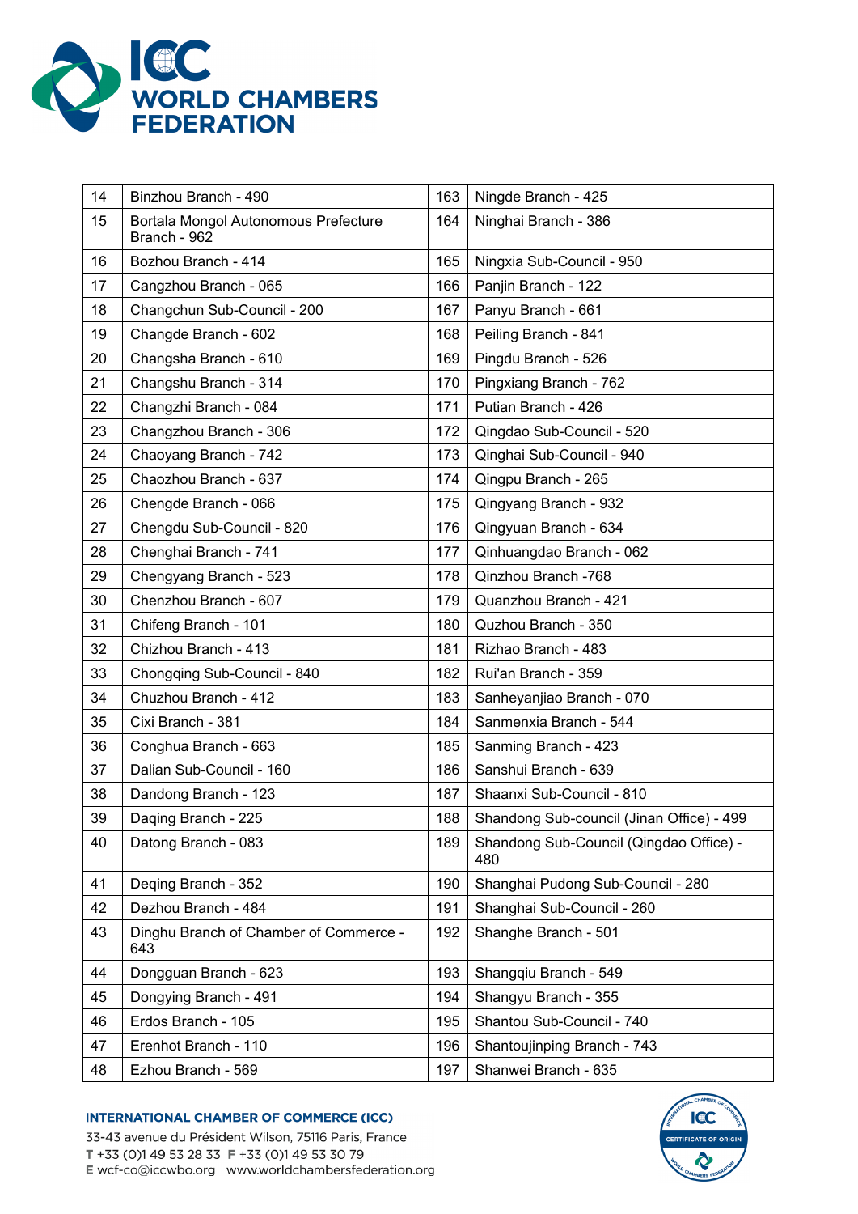| 14 | Binzhou Branch - 490 | 163 | Ningde Branch - 425 |
|---|---|---|---|
| 15 | Bortala Mongol Autonomous Prefecture Branch - 962 | 164 | Ninghai Branch - 386 |
| 16 | Bozhou Branch - 414 | 165 | Ningxia Sub-Council - 950 |
| 17 | Cangzhou Branch - 065 | 166 | Panjin Branch - 122 |
| 18 | Changchun Sub-Council - 200 | 167 | Panyu Branch - 661 |
| 19 | Changde Branch - 602 | 168 | Peiling Branch - 841 |
| 20 | Changsha Branch - 610 | 169 | Pingdu Branch - 526 |
| 21 | Changshu Branch - 314 | 170 | Pingxiang Branch - 762 |
| 22 | Changzhi Branch - 084 | 171 | Putian Branch - 426 |
| 23 | Changzhou Branch - 306 | 172 | Qingdao Sub-Council - 520 |
| 24 | Chaoyang Branch - 742 | 173 | Qinghai Sub-Council - 940 |
| 25 | Chaozhou Branch - 637 | 174 | Qingpu Branch - 265 |
| 26 | Chengde Branch - 066 | 175 | Qingyang Branch - 932 |
| 27 | Chengdu Sub-Council - 820 | 176 | Qingyuan Branch - 634 |
| 28 | Chenghai Branch - 741 | 177 | Qinhuangdao Branch - 062 |
| 29 | Chengyang Branch - 523 | 178 | Qinzhou Branch -768 |
| 30 | Chenzhou Branch - 607 | 179 | Quanzhou Branch - 421 |
| 31 | Chifeng Branch - 101 | 180 | Quzhou Branch - 350 |
| 32 | Chizhou Branch - 413 | 181 | Rizhao Branch - 483 |
| 33 | Chongqing Sub-Council - 840 | 182 | Rui'an Branch - 359 |
| 34 | Chuzhou Branch - 412 | 183 | Sanheyanjiao Branch - 070 |
| 35 | Cixi Branch - 381 | 184 | Sanmenxia Branch - 544 |
| 36 | Conghua Branch - 663 | 185 | Sanming Branch - 423 |
| 37 | Dalian Sub-Council - 160 | 186 | Sanshui Branch - 639 |
| 38 | Dandong Branch - 123 | 187 | Shaanxi Sub-Council - 810 |
| 39 | Daqing Branch - 225 | 188 | Shandong Sub-council (Jinan Office) - 499 |
| 40 | Datong Branch - 083 | 189 | Shandong Sub-Council (Qingdao Office) - 480 |
| 41 | Deqing Branch - 352 | 190 | Shanghai Pudong Sub-Council - 280 |
| 42 | Dezhou Branch - 484 | 191 | Shanghai Sub-Council - 260 |
| 43 | Dinghu Branch of Chamber of Commerce - 643 | 192 | Shanghe Branch - 501 |
| 44 | Dongguan Branch - 623 | 193 | Shangqiu Branch - 549 |
| 45 | Dongying Branch - 491 | 194 | Shangyu Branch - 355 |
| 46 | Erdos Branch - 105 | 195 | Shantou Sub-Council - 740 |
| 47 | Erenhot Branch - 110 | 196 | Shantoujinping Branch - 743 |
| 48 | Ezhou Branch - 569 | 197 | Shanwei Branch - 635 |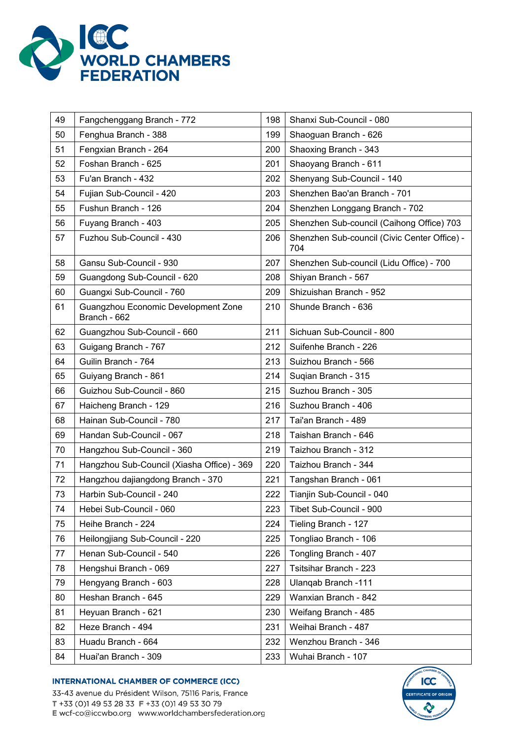| 49 | Fangchenggang Branch - 772 | 198 | Shanxi Sub-Council - 080 |
|---|---|---|---|
| 50 | Fenghua Branch - 388 | 199 | Shaoguan Branch - 626 |
| 51 | Fengxian Branch - 264 | 200 | Shaoxing Branch - 343 |
| 52 | Foshan Branch - 625 | 201 | Shaoyang Branch - 611 |
| 53 | Fu'an Branch - 432 | 202 | Shenyang Sub-Council - 140 |
| 54 | Fujian Sub-Council - 420 | 203 | Shenzhen Bao'an Branch - 701 |
| 55 | Fushun Branch - 126 | 204 | Shenzhen Longgang Branch - 702 |
| 56 | Fuyang Branch - 403 | 205 | Shenzhen Sub-council (Caihong Office) 703 |
| 57 | Fuzhou Sub-Council - 430 | 206 | Shenzhen Sub-council (Civic Center Office) - 704 |
| 58 | Gansu Sub-Council - 930 | 207 | Shenzhen Sub-council (Lidu Office) - 700 |
| 59 | Guangdong Sub-Council - 620 | 208 | Shiyan Branch - 567 |
| 60 | Guangxi Sub-Council - 760 | 209 | Shizuishan Branch - 952 |
| 61 | Guangzhou Economic Development Zone Branch - 662 | 210 | Shunde Branch - 636 |
| 62 | Guangzhou Sub-Council - 660 | 211 | Sichuan Sub-Council - 800 |
| 63 | Guigang Branch - 767 | 212 | Suifenhe Branch - 226 |
| 64 | Guilin Branch - 764 | 213 | Suizhou Branch - 566 |
| 65 | Guiyang Branch - 861 | 214 | Suqian Branch - 315 |
| 66 | Guizhou Sub-Council - 860 | 215 | Suzhou Branch - 305 |
| 67 | Haicheng Branch - 129 | 216 | Suzhou Branch - 406 |
| 68 | Hainan Sub-Council - 780 | 217 | Tai'an Branch - 489 |
| 69 | Handan Sub-Council - 067 | 218 | Taishan Branch - 646 |
| 70 | Hangzhou Sub-Council - 360 | 219 | Taizhou Branch - 312 |
| 71 | Hangzhou Sub-Council (Xiasha Office) - 369 | 220 | Taizhou Branch - 344 |
| 72 | Hangzhou dajiangdong Branch - 370 | 221 | Tangshan Branch - 061 |
| 73 | Harbin Sub-Council - 240 | 222 | Tianjin Sub-Council - 040 |
| 74 | Hebei Sub-Council - 060 | 223 | Tibet Sub-Council - 900 |
| 75 | Heihe Branch - 224 | 224 | Tieling Branch - 127 |
| 76 | Heilongjiang Sub-Council - 220 | 225 | Tongliao Branch - 106 |
| 77 | Henan Sub-Council - 540 | 226 | Tongling Branch - 407 |
| 78 | Hengshui Branch - 069 | 227 | Tsitsihar Branch - 223 |
| 79 | Hengyang Branch - 603 | 228 | Ulanqab Branch -111 |
| 80 | Heshan Branch - 645 | 229 | Wanxian Branch - 842 |
| 81 | Heyuan Branch - 621 | 230 | Weifang Branch - 485 |
| 82 | Heze Branch - 494 | 231 | Weihai Branch - 487 |
| 83 | Huadu Branch - 664 | 232 | Wenzhou Branch - 346 |
| 84 | Huai'an Branch - 309 | 233 | Wuhai Branch - 107 |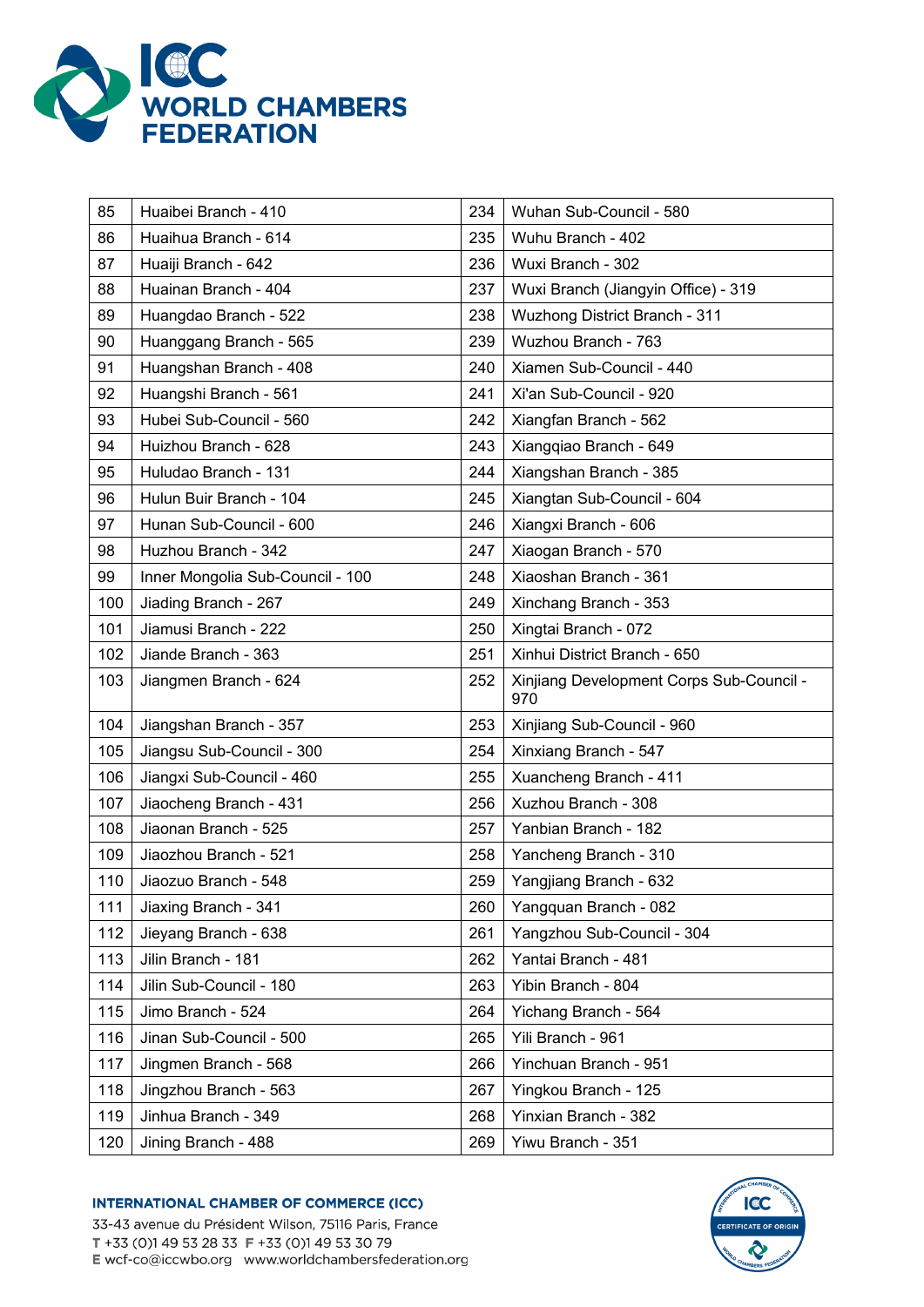| | | | |
|---|---|---|---|
| 85 | Huaibei Branch - 410 | 234 | Wuhan Sub-Council - 580 |
| 86 | Huaihua Branch - 614 | 235 | Wuhu Branch - 402 |
| 87 | Huaiji Branch - 642 | 236 | Wuxi Branch - 302 |
| 88 | Huainan Branch - 404 | 237 | Wuxi Branch (Jiangyin Office) - 319 |
| 89 | Huangdao Branch - 522 | 238 | Wuzhong District Branch - 311 |
| 90 | Huanggang Branch - 565 | 239 | Wuzhou Branch - 763 |
| 91 | Huangshan Branch - 408 | 240 | Xiamen Sub-Council - 440 |
| 92 | Huangshi Branch - 561 | 241 | Xi'an Sub-Council - 920 |
| 93 | Hubei Sub-Council - 560 | 242 | Xiangfan Branch - 562 |
| 94 | Huizhou Branch - 628 | 243 | Xiangqiao Branch - 649 |
| 95 | Huludao Branch - 131 | 244 | Xiangshan Branch - 385 |
| 96 | Hulun Buir Branch - 104 | 245 | Xiangtan Sub-Council - 604 |
| 97 | Hunan Sub-Council - 600 | 246 | Xiangxi Branch - 606 |
| 98 | Huzhou Branch - 342 | 247 | Xiaogan Branch - 570 |
| 99 | Inner Mongolia Sub-Council - 100 | 248 | Xiaoshan Branch - 361 |
| 100 | Jiading Branch - 267 | 249 | Xinchang Branch - 353 |
| 101 | Jiamusi Branch - 222 | 250 | Xingtai Branch - 072 |
| 102 | Jiande Branch - 363 | 251 | Xinhui District Branch - 650 |
| 103 | Jiangmen Branch - 624 | 252 | Xinjiang Development Corps Sub-Council - 970 |
| 104 | Jiangshan Branch - 357 | 253 | Xinjiang Sub-Council - 960 |
| 105 | Jiangsu Sub-Council - 300 | 254 | Xinxiang Branch - 547 |
| 106 | Jiangxi Sub-Council - 460 | 255 | Xuancheng Branch - 411 |
| 107 | Jiaocheng Branch - 431 | 256 | Xuzhou Branch - 308 |
| 108 | Jiaonan Branch - 525 | 257 | Yanbian Branch - 182 |
| 109 | Jiaozhou Branch - 521 | 258 | Yancheng Branch - 310 |
| 110 | Jiaozuo Branch - 548 | 259 | Yangjiang Branch - 632 |
| 111 | Jiaxing Branch - 341 | 260 | Yangquan Branch - 082 |
| 112 | Jieyang Branch - 638 | 261 | Yangzhou Sub-Council - 304 |
| 113 | Jilin Branch - 181 | 262 | Yantai Branch - 481 |
| 114 | Jilin Sub-Council - 180 | 263 | Yibin Branch - 804 |
| 115 | Jimo Branch - 524 | 264 | Yichang Branch - 564 |
| 116 | Jinan Sub-Council - 500 | 265 | Yili Branch - 961 |
| 117 | Jingmen Branch - 568 | 266 | Yinchuan Branch - 951 |
| 118 | Jingzhou Branch - 563 | 267 | Yingkou Branch - 125 |
| 119 | Jinhua Branch - 349 | 268 | Yinxian Branch - 382 |
| 120 | Jining Branch - 488 | 269 | Yiwu Branch - 351 |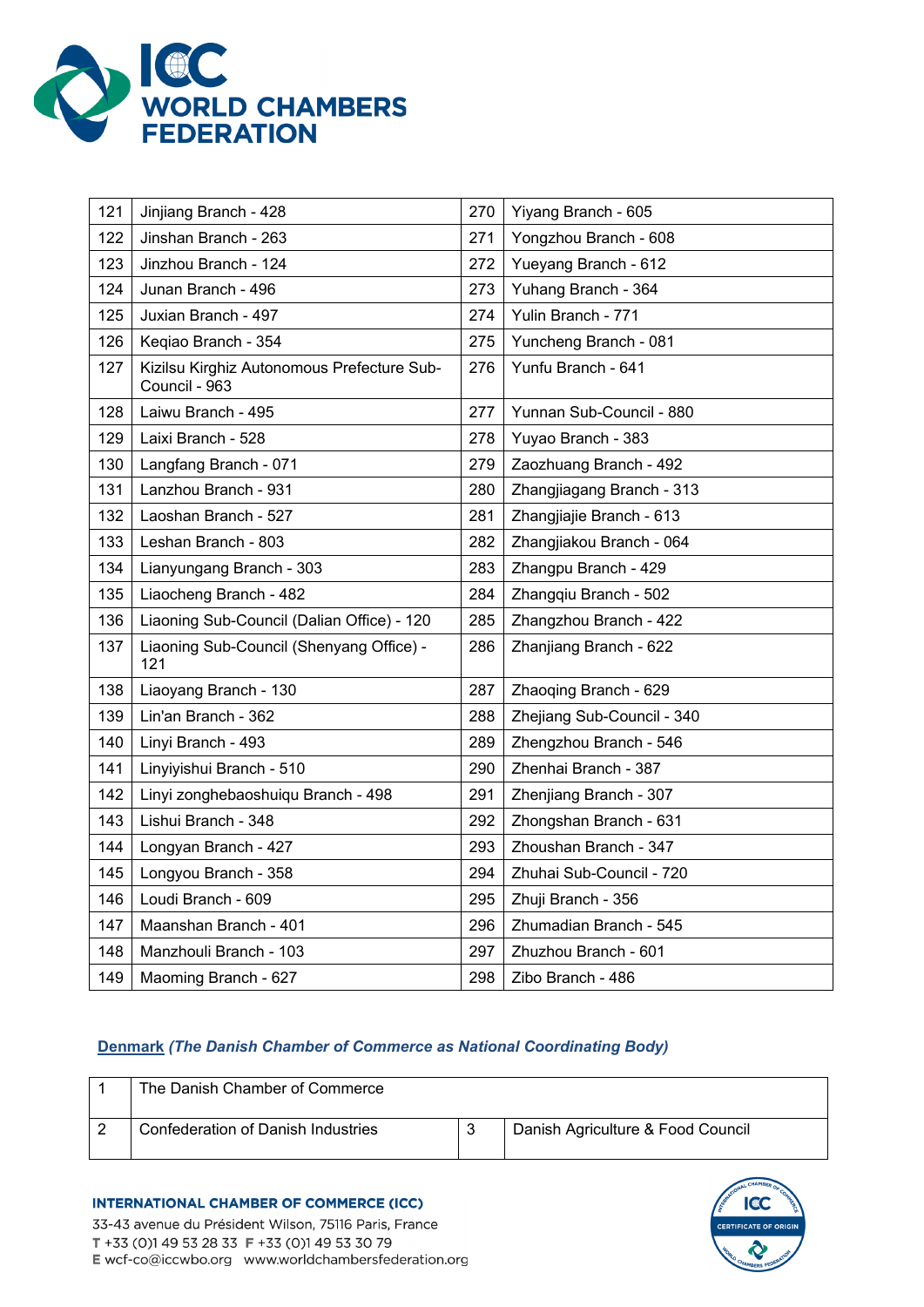| 121 | Jinjiang Branch - 428 | 270 | Yiyang Branch - 605 |
|---|---|---|---|
| 122 | Jinshan Branch - 263 | 271 | Yongzhou Branch - 608 |
| 123 | Jinzhou Branch - 124 | 272 | Yueyang Branch - 612 |
| 124 | Junan Branch - 496 | 273 | Yuhang Branch - 364 |
| 125 | Juxian Branch - 497 | 274 | Yulin Branch - 771 |
| 126 | Keqiao Branch - 354 | 275 | Yuncheng Branch - 081 |
| 127 | Kizilsu Kirghiz Autonomous Prefecture Sub-Council - 963 | 276 | Yunfu Branch - 641 |
| 128 | Laiwu Branch - 495 | 277 | Yunnan Sub-Council - 880 |
| 129 | Laixi Branch - 528 | 278 | Yuyao Branch - 383 |
| 130 | Langfang Branch - 071 | 279 | Zaozhuang Branch - 492 |
| 131 | Lanzhou Branch - 931 | 280 | Zhangjiagang Branch - 313 |
| 132 | Laoshan Branch - 527 | 281 | Zhangjiajie Branch - 613 |
| 133 | Leshan Branch - 803 | 282 | Zhangjiakou Branch - 064 |
| 134 | Lianyungang Branch - 303 | 283 | Zhangpu Branch - 429 |
| 135 | Liaocheng Branch - 482 | 284 | Zhangqiu Branch - 502 |
| 136 | Liaoning Sub-Council (Dalian Office) - 120 | 285 | Zhangzhou Branch - 422 |
| 137 | Liaoning Sub-Council (Shenyang Office) - 121 | 286 | Zhanjiang Branch - 622 |
| 138 | Liaoyang Branch - 130 | 287 | Zhaoqing Branch - 629 |
| 139 | Lin'an Branch - 362 | 288 | Zhejiang Sub-Council - 340 |
| 140 | Linyi Branch - 493 | 289 | Zhengzhou Branch - 546 |
| 141 | Linyiyishui Branch - 510 | 290 | Zhenhai Branch - 387 |
| 142 | Linyi zonghebaoshuiqu Branch - 498 | 291 | Zhenjiang Branch - 307 |
| 143 | Lishui Branch - 348 | 292 | Zhongshan Branch - 631 |
| 144 | Longyan Branch - 427 | 293 | Zhoushan Branch - 347 |
| 145 | Longyou Branch - 358 | 294 | Zhuhai Sub-Council - 720 |
| 146 | Loudi Branch - 609 | 295 | Zhuji Branch - 356 |
| 147 | Maanshan Branch - 401 | 296 | Zhumadian Branch - 545 |
| 148 | Manzhouli Branch - 103 | 297 | Zhuzhou Branch - 601 |
| 149 | Maoming Branch - 627 | 298 | Zibo Branch - 486 |

**Denmark** ***(The Danish Chamber of Commerce as National Coordinating Body)***

| 1 | The Danish Chamber of Commerce | | |
|---|---|---|---|
| 2 | Confederation of Danish Industries | 3 | Danish Agriculture & Food Council |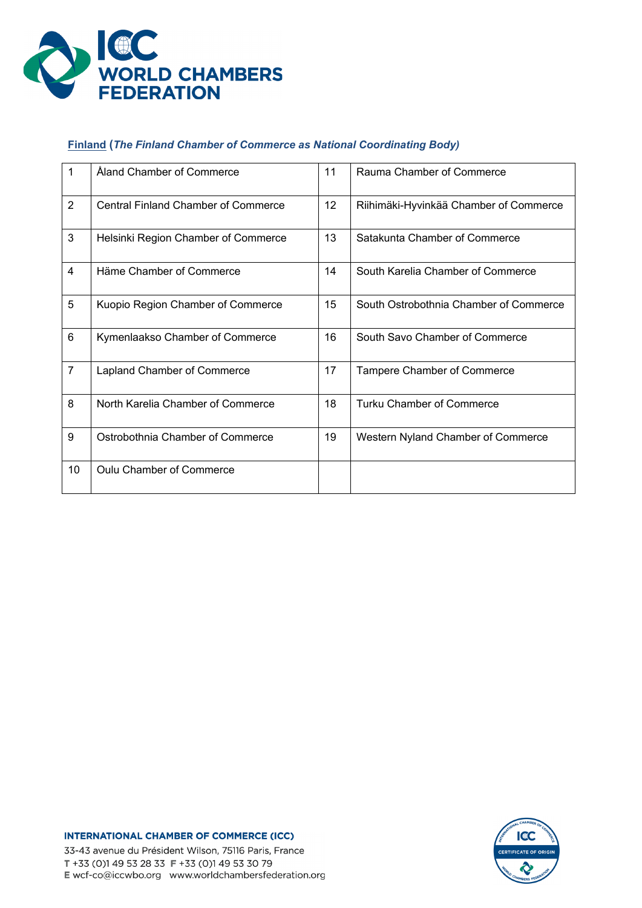**Finland** (*The Finland Chamber of Commerce as National Coordinating Body)*

| | | | |
|---|---|---|---|
| 1 | Åland Chamber of Commerce | 11 | Rauma Chamber of Commerce |
| 2 | Central Finland Chamber of Commerce | 12 | Riihimäki-Hyvinkää Chamber of Commerce |
| 3 | Helsinki Region Chamber of Commerce | 13 | Satakunta Chamber of Commerce |
| 4 | Häme Chamber of Commerce | 14 | South Karelia Chamber of Commerce |
| 5 | Kuopio Region Chamber of Commerce | 15 | South Ostrobothnia Chamber of Commerce |
| 6 | Kymenlaakso Chamber of Commerce | 16 | South Savo Chamber of Commerce |
| 7 | Lapland Chamber of Commerce | 17 | Tampere Chamber of Commerce |
| 8 | North Karelia Chamber of Commerce | 18 | Turku Chamber of Commerce |
| 9 | Ostrobothnia Chamber of Commerce | 19 | Western Nyland Chamber of Commerce |
| 10 | Oulu Chamber of Commerce | | |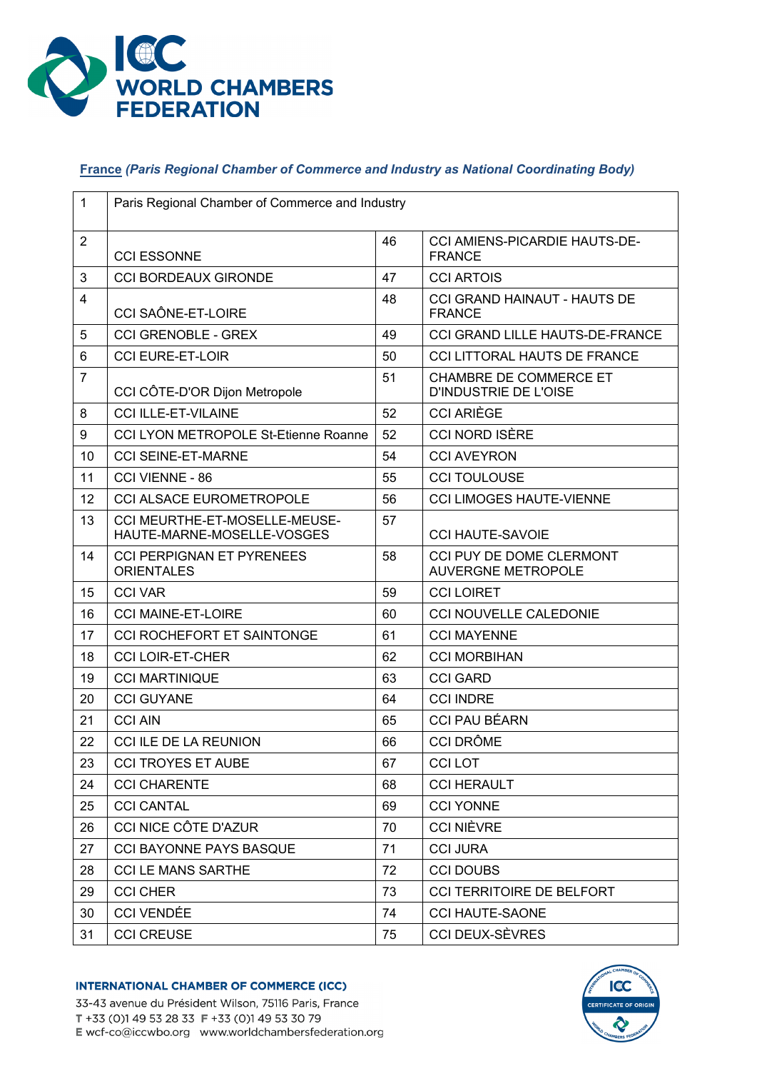**France** ***(Paris Regional Chamber of Commerce and Industry as National Coordinating Body)***

| 1 | Paris Regional Chamber of Commerce and Industry | | |
|---|---|---|---|
| 2 | CCI ESSONNE | 46 | CCI AMIENS-PICARDIE HAUTS-DE-FRANCE |
| 3 | CCI BORDEAUX GIRONDE | 47 | CCI ARTOIS |
| 4 | CCI SAÔNE-ET-LOIRE | 48 | CCI GRAND HAINAUT - HAUTS DE FRANCE |
| 5 | CCI GRENOBLE - GREX | 49 | CCI GRAND LILLE HAUTS-DE-FRANCE |
| 6 | CCI EURE-ET-LOIR | 50 | CCI LITTORAL HAUTS DE FRANCE |
| 7 | CCI CÔTE-D'OR Dijon Metropole | 51 | CHAMBRE DE COMMERCE ET D'INDUSTRIE DE L'OISE |
| 8 | CCI ILLE-ET-VILAINE | 52 | CCI ARIÈGE |
| 9 | CCI LYON METROPOLE St-Etienne Roanne | 52 | CCI NORD ISÈRE |
| 10 | CCI SEINE-ET-MARNE | 54 | CCI AVEYRON |
| 11 | CCI VIENNE - 86 | 55 | CCI TOULOUSE |
| 12 | CCI ALSACE EUROMETROPOLE | 56 | CCI LIMOGES HAUTE-VIENNE |
| 13 | CCI MEURTHE-ET-MOSELLE-MEUSE-HAUTE-MARNE-MOSELLE-VOSGES | 57 | CCI HAUTE-SAVOIE |
| 14 | CCI PERPIGNAN ET PYRENEES ORIENTALES | 58 | CCI PUY DE DOME CLERMONT AUVERGNE METROPOLE |
| 15 | CCI VAR | 59 | CCI LOIRET |
| 16 | CCI MAINE-ET-LOIRE | 60 | CCI NOUVELLE CALEDONIE |
| 17 | CCI ROCHEFORT ET SAINTONGE | 61 | CCI MAYENNE |
| 18 | CCI LOIR-ET-CHER | 62 | CCI MORBIHAN |
| 19 | CCI MARTINIQUE | 63 | CCI GARD |
| 20 | CCI GUYANE | 64 | CCI INDRE |
| 21 | CCI AIN | 65 | CCI PAU BÉARN |
| 22 | CCI ILE DE LA REUNION | 66 | CCI DRÔME |
| 23 | CCI TROYES ET AUBE | 67 | CCI LOT |
| 24 | CCI CHARENTE | 68 | CCI HERAULT |
| 25 | CCI CANTAL | 69 | CCI YONNE |
| 26 | CCI NICE CÔTE D'AZUR | 70 | CCI NIÈVRE |
| 27 | CCI BAYONNE PAYS BASQUE | 71 | CCI JURA |
| 28 | CCI LE MANS SARTHE | 72 | CCI DOUBS |
| 29 | CCI CHER | 73 | CCI TERRITOIRE DE BELFORT |
| 30 | CCI VENDÉE | 74 | CCI HAUTE-SAONE |
| 31 | CCI CREUSE | 75 | CCI DEUX-SÈVRES |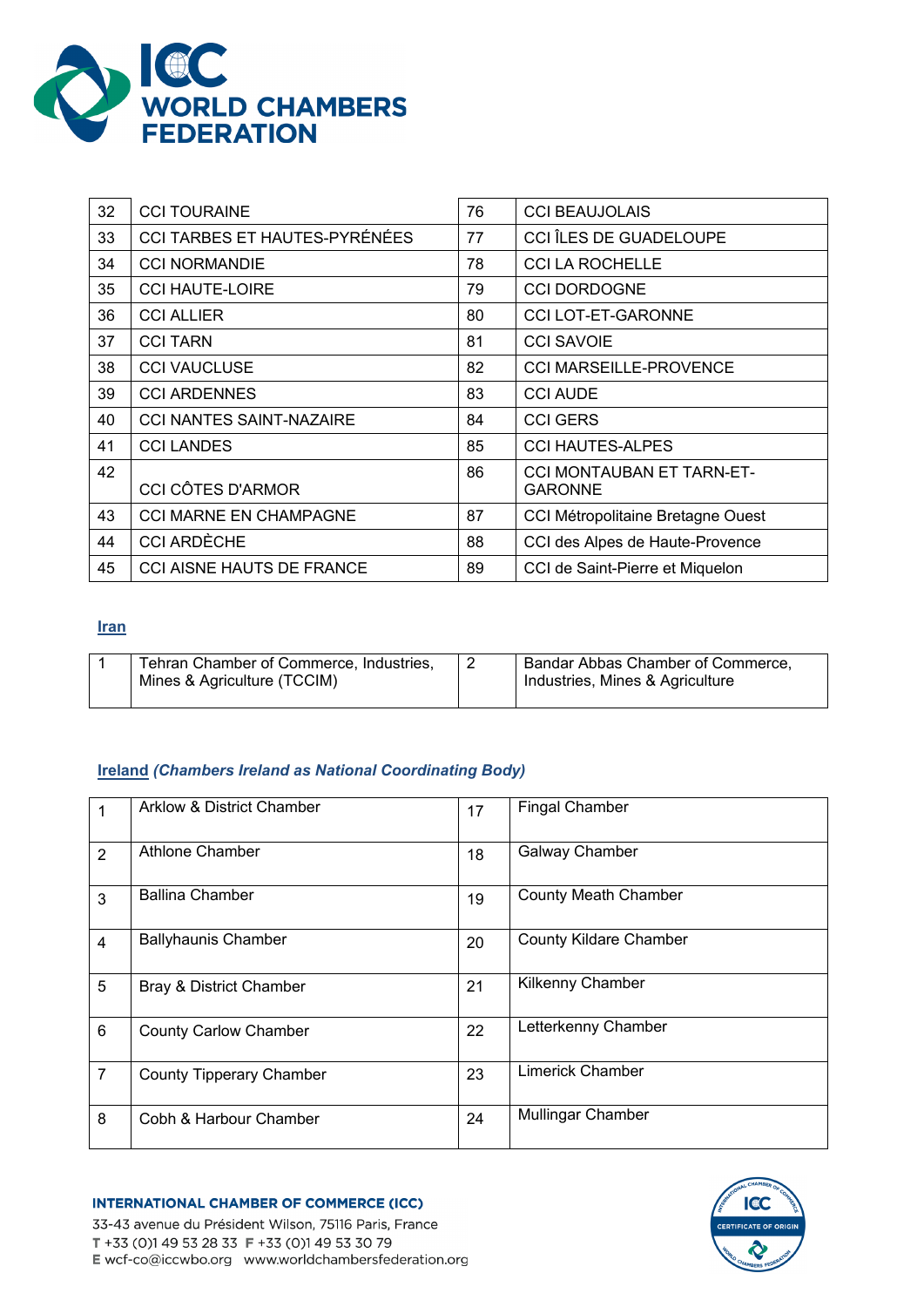| 32 | CCI TOURAINE | 76 | CCI BEAUJOLAIS |
|---|---|---|---|
| 33 | CCI TARBES ET HAUTES-PYRÉNÉES | 77 | CCI ÎLES DE GUADELOUPE |
| 34 | CCI NORMANDIE | 78 | CCI LA ROCHELLE |
| 35 | CCI HAUTE-LOIRE | 79 | CCI DORDOGNE |
| 36 | CCI ALLIER | 80 | CCI LOT-ET-GARONNE |
| 37 | CCI TARN | 81 | CCI SAVOIE |
| 38 | CCI VAUCLUSE | 82 | CCI MARSEILLE-PROVENCE |
| 39 | CCI ARDENNES | 83 | CCI AUDE |
| 40 | CCI NANTES SAINT-NAZAIRE | 84 | CCI GERS |
| 41 | CCI LANDES | 85 | CCI HAUTES-ALPES |
| 42 | CCI CÔTES D'ARMOR | 86 | CCI MONTAUBAN ET TARN-ET-GARONNE |
| 43 | CCI MARNE EN CHAMPAGNE | 87 | CCI Métropolitaine Bretagne Ouest |
| 44 | CCI ARDÈCHE | 88 | CCI des Alpes de Haute-Provence |
| 45 | CCI AISNE HAUTS DE FRANCE | 89 | CCI de Saint-Pierre et Miquelon |

## Iran

| 1 | Tehran Chamber of Commerce, Industries, Mines & Agriculture (TCCIM) | 2 | Bandar Abbas Chamber of Commerce, Industries, Mines & Agriculture |
|---|---|---|---|

## Ireland *(Chambers Ireland as National Coordinating Body)*

| 1 | Arklow & District Chamber | 17 | Fingal Chamber |
|---|---|---|---|
| 2 | Athlone Chamber | 18 | Galway Chamber |
| 3 | Ballina Chamber | 19 | County Meath Chamber |
| 4 | Ballyhaunis Chamber | 20 | County Kildare Chamber |
| 5 | Bray & District Chamber | 21 | Kilkenny Chamber |
| 6 | County Carlow Chamber | 22 | Letterkenny Chamber |
| 7 | County Tipperary Chamber | 23 | Limerick Chamber |
| 8 | Cobh & Harbour Chamber | 24 | Mullingar Chamber |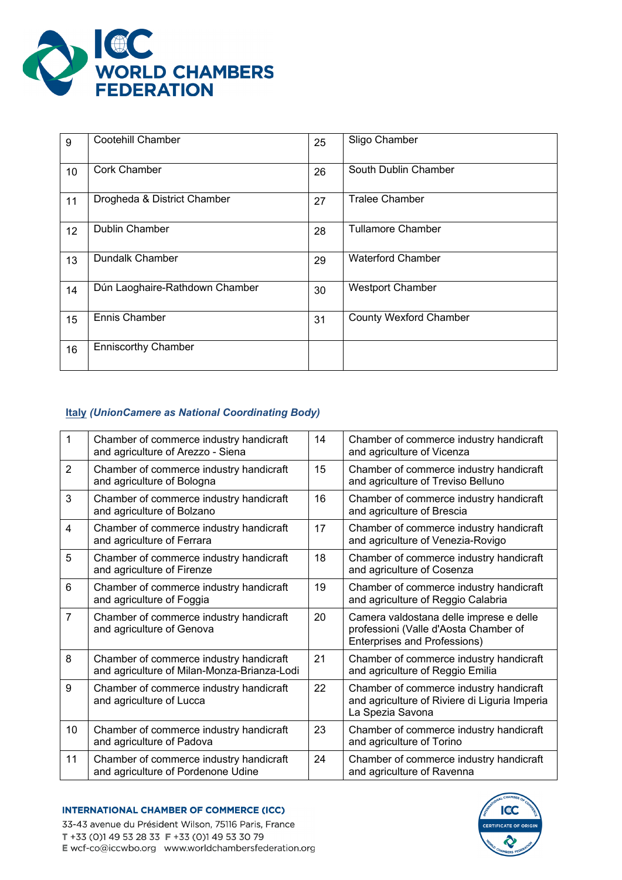| 9 | Cootehill Chamber | 25 | Sligo Chamber |
|---|---|---|---|
| 10 | Cork Chamber | 26 | South Dublin Chamber |
| 11 | Drogheda & District Chamber | 27 | Tralee Chamber |
| 12 | Dublin Chamber | 28 | Tullamore Chamber |
| 13 | Dundalk Chamber | 29 | Waterford Chamber |
| 14 | Dún Laoghaire-Rathdown Chamber | 30 | Westport Chamber |
| 15 | Ennis Chamber | 31 | County Wexford Chamber |
| 16 | Enniscorthy Chamber | | |

**Italy** ***(UnionCamere as National Coordinating Body)***

| 1 | Chamber of commerce industry handicraft and agriculture of Arezzo - Siena | 14 | Chamber of commerce industry handicraft and agriculture of Vicenza |
|---|---|---|---|
| 2 | Chamber of commerce industry handicraft and agriculture of Bologna | 15 | Chamber of commerce industry handicraft and agriculture of Treviso Belluno |
| 3 | Chamber of commerce industry handicraft and agriculture of Bolzano | 16 | Chamber of commerce industry handicraft and agriculture of Brescia |
| 4 | Chamber of commerce industry handicraft and agriculture of Ferrara | 17 | Chamber of commerce industry handicraft and agriculture of Venezia-Rovigo |
| 5 | Chamber of commerce industry handicraft and agriculture of Firenze | 18 | Chamber of commerce industry handicraft and agriculture of Cosenza |
| 6 | Chamber of commerce industry handicraft and agriculture of Foggia | 19 | Chamber of commerce industry handicraft and agriculture of Reggio Calabria |
| 7 | Chamber of commerce industry handicraft and agriculture of Genova | 20 | Camera valdostana delle imprese e delle professioni (Valle d'Aosta Chamber of Enterprises and Professions) |
| 8 | Chamber of commerce industry handicraft and agriculture of Milan-Monza-Brianza-Lodi | 21 | Chamber of commerce industry handicraft and agriculture of Reggio Emilia |
| 9 | Chamber of commerce industry handicraft and agriculture of Lucca | 22 | Chamber of commerce industry handicraft and agriculture of Riviere di Liguria Imperia La Spezia Savona |
| 10 | Chamber of commerce industry handicraft and agriculture of Padova | 23 | Chamber of commerce industry handicraft and agriculture of Torino |
| 11 | Chamber of commerce industry handicraft and agriculture of Pordenone Udine | 24 | Chamber of commerce industry handicraft and agriculture of Ravenna |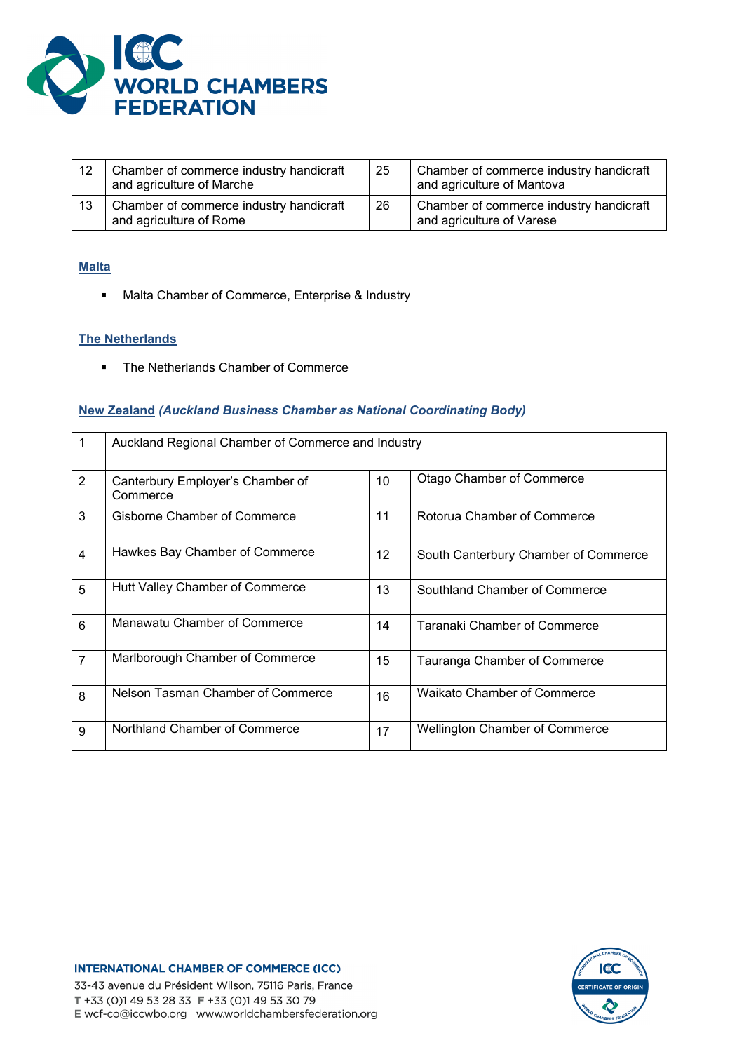| 12 | Chamber of commerce industry handicraft and agriculture of Marche | 25 | Chamber of commerce industry handicraft and agriculture of Mantova |
|---|---|---|---|
| 13 | Chamber of commerce industry handicraft and agriculture of Rome | 26 | Chamber of commerce industry handicraft and agriculture of Varese |

### Malta

- Malta Chamber of Commerce, Enterprise & Industry

### The Netherlands

- The Netherlands Chamber of Commerce

### New Zealand *(Auckland Business Chamber as National Coordinating Body)*

| 1 | Auckland Regional Chamber of Commerce and Industry | | |
|---|---|---|---|
| 2 | Canterbury Employer's Chamber of Commerce | 10 | Otago Chamber of Commerce |
| 3 | Gisborne Chamber of Commerce | 11 | Rotorua Chamber of Commerce |
| 4 | Hawkes Bay Chamber of Commerce | 12 | South Canterbury Chamber of Commerce |
| 5 | Hutt Valley Chamber of Commerce | 13 | Southland Chamber of Commerce |
| 6 | Manawatu Chamber of Commerce | 14 | Taranaki Chamber of Commerce |
| 7 | Marlborough Chamber of Commerce | 15 | Tauranga Chamber of Commerce |
| 8 | Nelson Tasman Chamber of Commerce | 16 | Waikato Chamber of Commerce |
| 9 | Northland Chamber of Commerce | 17 | Wellington Chamber of Commerce |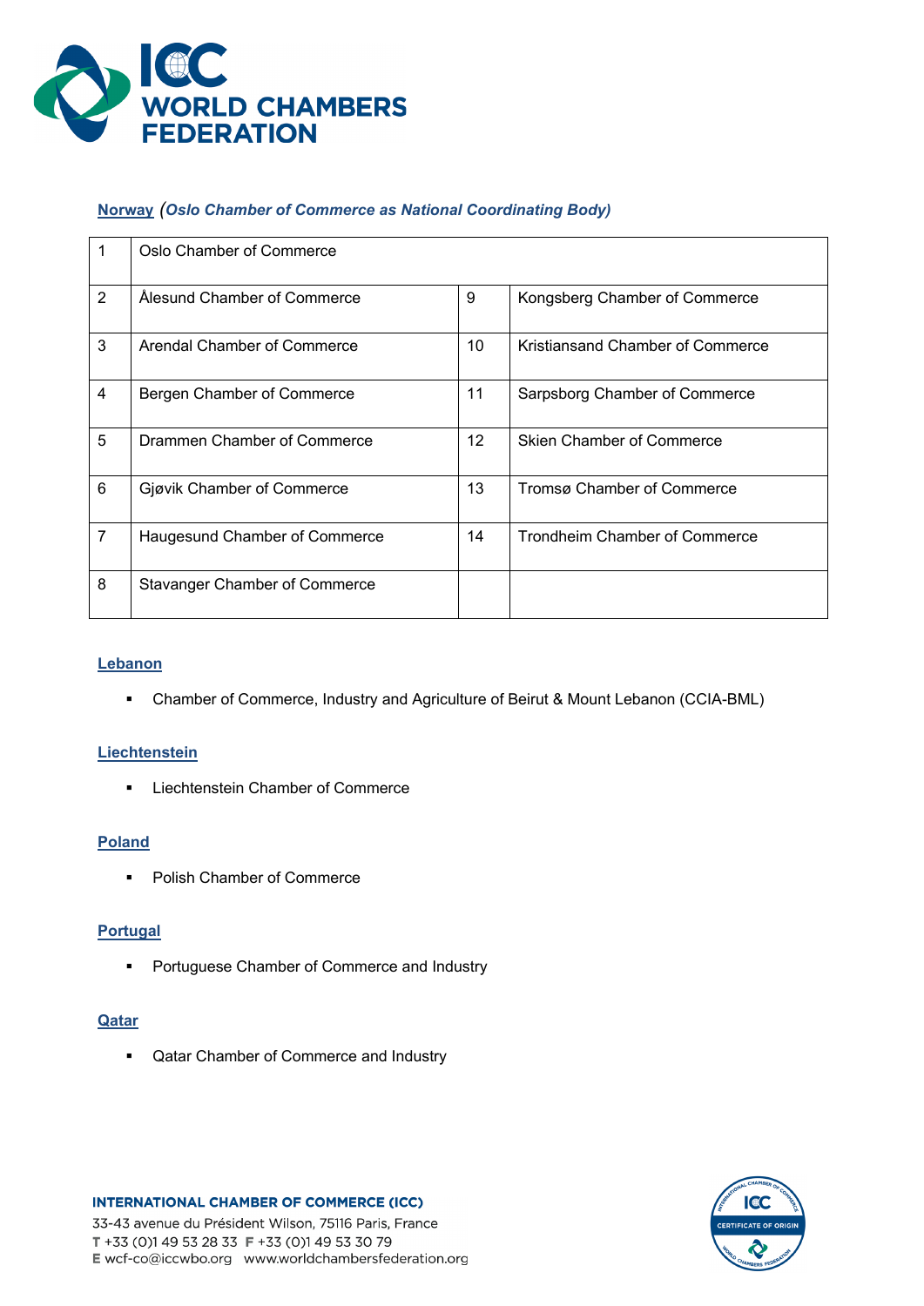**Norway** *(Oslo Chamber of Commerce as National Coordinating Body)*

| | | | |
|---|---|---|---|
| 1 | Oslo Chamber of Commerce | | |
| 2 | Ålesund Chamber of Commerce | 9 | Kongsberg Chamber of Commerce |
| 3 | Arendal Chamber of Commerce | 10 | Kristiansand Chamber of Commerce |
| 4 | Bergen Chamber of Commerce | 11 | Sarpsborg Chamber of Commerce |
| 5 | Drammen Chamber of Commerce | 12 | Skien Chamber of Commerce |
| 6 | Gjøvik Chamber of Commerce | 13 | Tromsø Chamber of Commerce |
| 7 | Haugesund Chamber of Commerce | 14 | Trondheim Chamber of Commerce |
| 8 | Stavanger Chamber of Commerce | | |

**Lebanon**

- Chamber of Commerce, Industry and Agriculture of Beirut & Mount Lebanon (CCIA-BML)

**Liechtenstein**

- Liechtenstein Chamber of Commerce

**Poland**

- Polish Chamber of Commerce

**Portugal**

- Portuguese Chamber of Commerce and Industry

**Qatar**

- Qatar Chamber of Commerce and Industry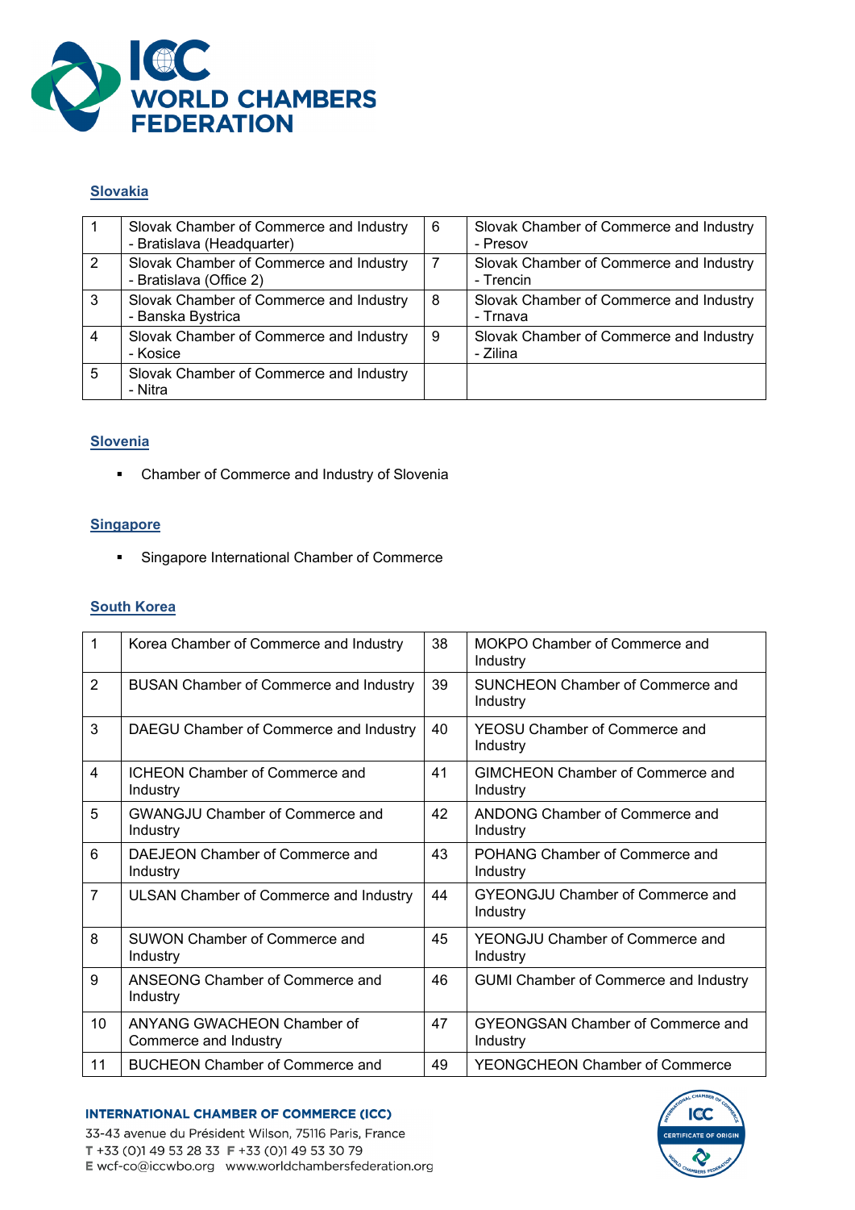## Slovakia

| | | | |
|---|---|---|---|
| 1 | Slovak Chamber of Commerce and Industry - Bratislava (Headquarter) | 6 | Slovak Chamber of Commerce and Industry - Presov |
| 2 | Slovak Chamber of Commerce and Industry - Bratislava (Office 2) | 7 | Slovak Chamber of Commerce and Industry - Trencin |
| 3 | Slovak Chamber of Commerce and Industry - Banska Bystrica | 8 | Slovak Chamber of Commerce and Industry - Trnava |
| 4 | Slovak Chamber of Commerce and Industry - Kosice | 9 | Slovak Chamber of Commerce and Industry - Zilina |
| 5 | Slovak Chamber of Commerce and Industry - Nitra | | |

## Slovenia

- Chamber of Commerce and Industry of Slovenia

## Singapore

- Singapore International Chamber of Commerce

## South Korea

| | | | |
|---|---|---|---|
| 1 | Korea Chamber of Commerce and Industry | 38 | MOKPO Chamber of Commerce and Industry |
| 2 | BUSAN Chamber of Commerce and Industry | 39 | SUNCHEON Chamber of Commerce and Industry |
| 3 | DAEGU Chamber of Commerce and Industry | 40 | YEOSU Chamber of Commerce and Industry |
| 4 | ICHEON Chamber of Commerce and Industry | 41 | GIMCHEON Chamber of Commerce and Industry |
| 5 | GWANGJU Chamber of Commerce and Industry | 42 | ANDONG Chamber of Commerce and Industry |
| 6 | DAEJEON Chamber of Commerce and Industry | 43 | POHANG Chamber of Commerce and Industry |
| 7 | ULSAN Chamber of Commerce and Industry | 44 | GYEONGJU Chamber of Commerce and Industry |
| 8 | SUWON Chamber of Commerce and Industry | 45 | YEONGJU Chamber of Commerce and Industry |
| 9 | ANSEONG Chamber of Commerce and Industry | 46 | GUMI Chamber of Commerce and Industry |
| 10 | ANYANG GWACHEON Chamber of Commerce and Industry | 47 | GYEONGSAN Chamber of Commerce and Industry |
| 11 | BUCHEON Chamber of Commerce and | 49 | YEONGCHEON Chamber of Commerce |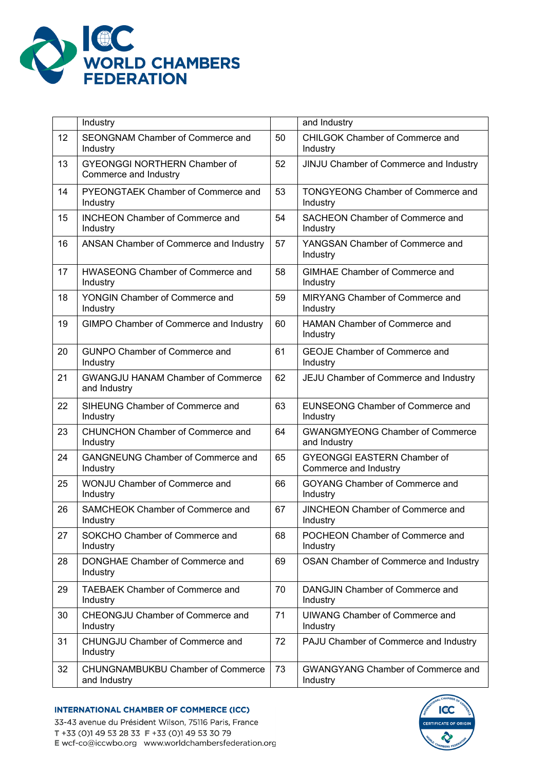|  |  |  |  |
|---|---|---|---|
|  | Industry |  | and Industry |
| 12 | SEONGNAM Chamber of Commerce and Industry | 50 | CHILGOK Chamber of Commerce and Industry |
| 13 | GYEONGGI NORTHERN Chamber of Commerce and Industry | 52 | JINJU Chamber of Commerce and Industry |
| 14 | PYEONGTAEK Chamber of Commerce and Industry | 53 | TONGYEONG Chamber of Commerce and Industry |
| 15 | INCHEON Chamber of Commerce and Industry | 54 | SACHEON Chamber of Commerce and Industry |
| 16 | ANSAN Chamber of Commerce and Industry | 57 | YANGSAN Chamber of Commerce and Industry |
| 17 | HWASEONG Chamber of Commerce and Industry | 58 | GIMHAE Chamber of Commerce and Industry |
| 18 | YONGIN Chamber of Commerce and Industry | 59 | MIRYANG Chamber of Commerce and Industry |
| 19 | GIMPO Chamber of Commerce and Industry | 60 | HAMAN Chamber of Commerce and Industry |
| 20 | GUNPO Chamber of Commerce and Industry | 61 | GEOJE Chamber of Commerce and Industry |
| 21 | GWANGJU HANAM Chamber of Commerce and Industry | 62 | JEJU Chamber of Commerce and Industry |
| 22 | SIHEUNG Chamber of Commerce and Industry | 63 | EUNSEONG Chamber of Commerce and Industry |
| 23 | CHUNCHON Chamber of Commerce and Industry | 64 | GWANGMYEONG Chamber of Commerce and Industry |
| 24 | GANGNEUNG Chamber of Commerce and Industry | 65 | GYEONGGI EASTERN Chamber of Commerce and Industry |
| 25 | WONJU Chamber of Commerce and Industry | 66 | GOYANG Chamber of Commerce and Industry |
| 26 | SAMCHEOK Chamber of Commerce and Industry | 67 | JINCHEON Chamber of Commerce and Industry |
| 27 | SOKCHO Chamber of Commerce and Industry | 68 | POCHEON Chamber of Commerce and Industry |
| 28 | DONGHAE Chamber of Commerce and Industry | 69 | OSAN Chamber of Commerce and Industry |
| 29 | TAEBAEK Chamber of Commerce and Industry | 70 | DANGJIN Chamber of Commerce and Industry |
| 30 | CHEONGJU Chamber of Commerce and Industry | 71 | UIWANG Chamber of Commerce and Industry |
| 31 | CHUNGJU Chamber of Commerce and Industry | 72 | PAJU Chamber of Commerce and Industry |
| 32 | CHUNGNAMBUKBU Chamber of Commerce and Industry | 73 | GWANGYANG Chamber of Commerce and Industry |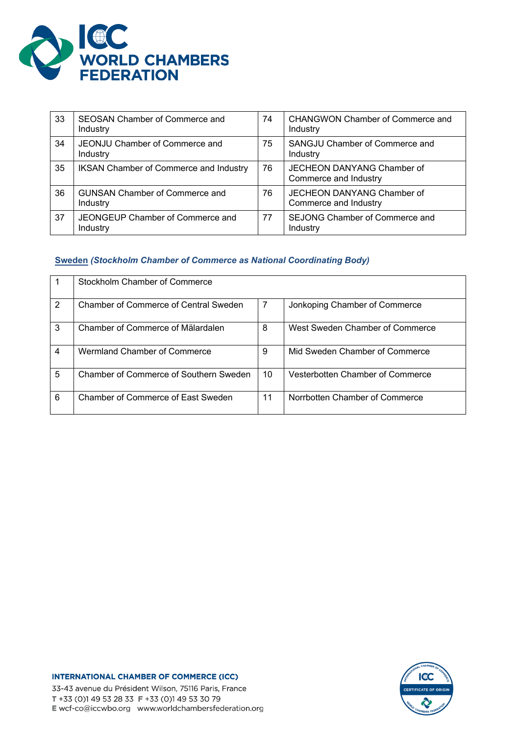| 33 | SEOSAN Chamber of Commerce and Industry | 74 | CHANGWON Chamber of Commerce and Industry |
|---|---|---|---|
| 34 | JEONJU Chamber of Commerce and Industry | 75 | SANGJU Chamber of Commerce and Industry |
| 35 | IKSAN Chamber of Commerce and Industry | 76 | JECHEON DANYANG Chamber of Commerce and Industry |
| 36 | GUNSAN Chamber of Commerce and Industry | 76 | JECHEON DANYANG Chamber of Commerce and Industry |
| 37 | JEONGEUP Chamber of Commerce and Industry | 77 | SEJONG Chamber of Commerce and Industry |

**Sweden** ***(Stockholm Chamber of Commerce as National Coordinating Body)***

| 1 | Stockholm Chamber of Commerce | | |
|---|---|---|---|
| 2 | Chamber of Commerce of Central Sweden | 7 | Jonkoping Chamber of Commerce |
| 3 | Chamber of Commerce of Mälardalen | 8 | West Sweden Chamber of Commerce |
| 4 | Wermland Chamber of Commerce | 9 | Mid Sweden Chamber of Commerce |
| 5 | Chamber of Commerce of Southern Sweden | 10 | Vesterbotten Chamber of Commerce |
| 6 | Chamber of Commerce of East Sweden | 11 | Norrbotten Chamber of Commerce |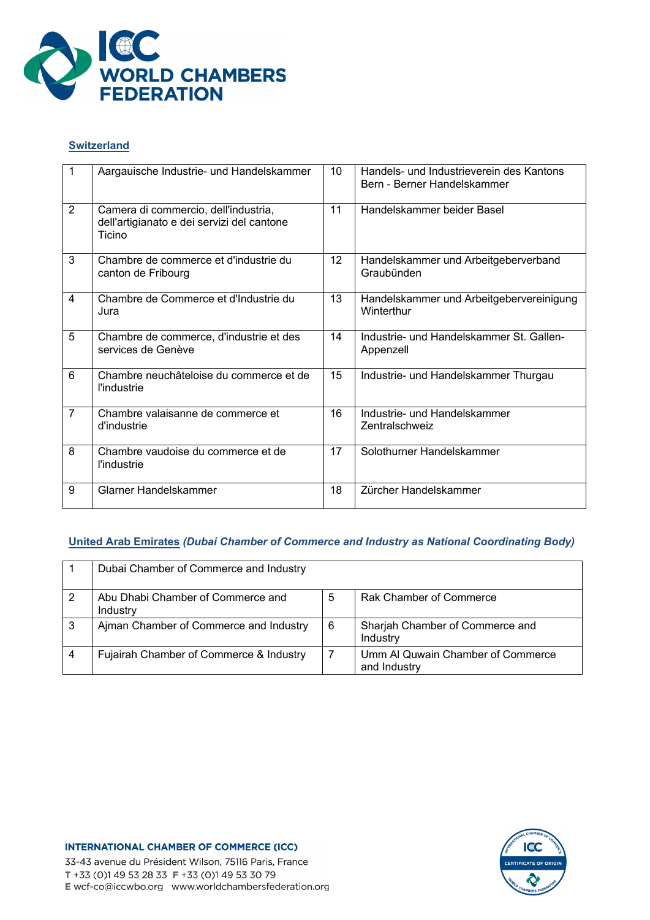## Switzerland

| | | | |
|---|---|---|---|
| 1 | Aargauische Industrie- und Handelskammer | 10 | Handels- und Industrieverein des Kantons Bern - Berner Handelskammer |
| 2 | Camera di commercio, dell'industria, dell'artigianato e dei servizi del cantone Ticino | 11 | Handelskammer beider Basel |
| 3 | Chambre de commerce et d'industrie du canton de Fribourg | 12 | Handelskammer und Arbeitgeberverband Graubünden |
| 4 | Chambre de Commerce et d'Industrie du Jura | 13 | Handelskammer und Arbeitgebervereinigung Winterthur |
| 5 | Chambre de commerce, d'industrie et des services de Genève | 14 | Industrie- und Handelskammer St. Gallen-Appenzell |
| 6 | Chambre neuchâteloise du commerce et de l'industrie | 15 | Industrie- und Handelskammer Thurgau |
| 7 | Chambre valaisanne de commerce et d'industrie | 16 | Industrie- und Handelskammer Zentralschweiz |
| 8 | Chambre vaudoise du commerce et de l'industrie | 17 | Solothurner Handelskammer |
| 9 | Glarner Handelskammer | 18 | Zürcher Handelskammer |

## United Arab Emirates *(Dubai Chamber of Commerce and Industry as National Coordinating Body)*

| | | | |
|---|---|---|---|
| 1 | Dubai Chamber of Commerce and Industry | | |
| 2 | Abu Dhabi Chamber of Commerce and Industry | 5 | Rak Chamber of Commerce |
| 3 | Ajman Chamber of Commerce and Industry | 6 | Sharjah Chamber of Commerce and Industry |
| 4 | Fujairah Chamber of Commerce & Industry | 7 | Umm Al Quwain Chamber of Commerce and Industry |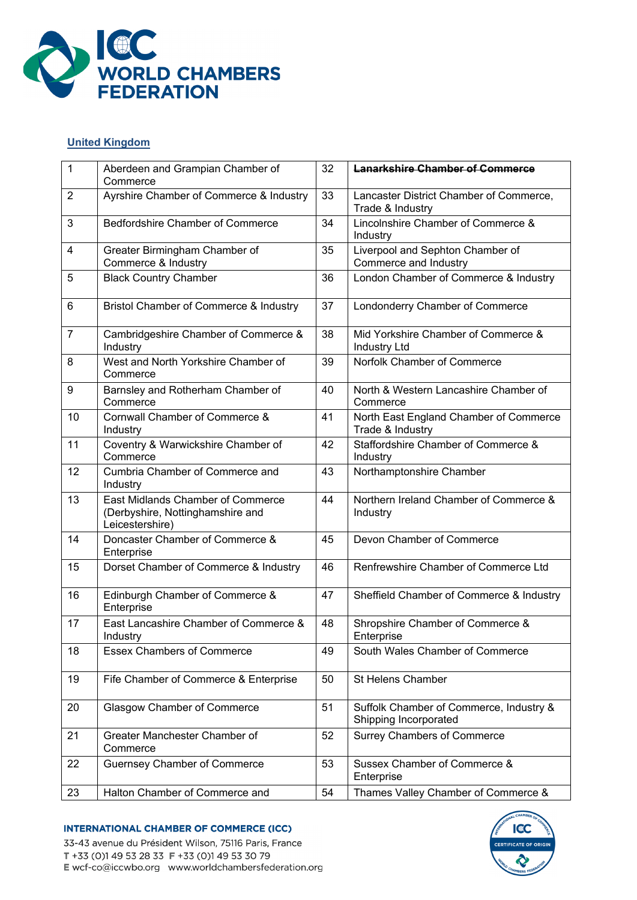## United Kingdom

| 1 | Aberdeen and Grampian Chamber of Commerce | 32 | ~~**Lanarkshire Chamber of Commerce**~~ |
|---|---|---|---|
| 2 | Ayrshire Chamber of Commerce & Industry | 33 | Lancaster District Chamber of Commerce, Trade & Industry |
| 3 | Bedfordshire Chamber of Commerce | 34 | Lincolnshire Chamber of Commerce & Industry |
| 4 | Greater Birmingham Chamber of Commerce & Industry | 35 | Liverpool and Sephton Chamber of Commerce and Industry |
| 5 | Black Country Chamber | 36 | London Chamber of Commerce & Industry |
| 6 | Bristol Chamber of Commerce & Industry | 37 | Londonderry Chamber of Commerce |
| 7 | Cambridgeshire Chamber of Commerce & Industry | 38 | Mid Yorkshire Chamber of Commerce & Industry Ltd |
| 8 | West and North Yorkshire Chamber of Commerce | 39 | Norfolk Chamber of Commerce |
| 9 | Barnsley and Rotherham Chamber of Commerce | 40 | North & Western Lancashire Chamber of Commerce |
| 10 | Cornwall Chamber of Commerce & Industry | 41 | North East England Chamber of Commerce Trade & Industry |
| 11 | Coventry & Warwickshire Chamber of Commerce | 42 | Staffordshire Chamber of Commerce & Industry |
| 12 | Cumbria Chamber of Commerce and Industry | 43 | Northamptonshire Chamber |
| 13 | East Midlands Chamber of Commerce (Derbyshire, Nottinghamshire and Leicestershire) | 44 | Northern Ireland Chamber of Commerce & Industry |
| 14 | Doncaster Chamber of Commerce & Enterprise | 45 | Devon Chamber of Commerce |
| 15 | Dorset Chamber of Commerce & Industry | 46 | Renfrewshire Chamber of Commerce Ltd |
| 16 | Edinburgh Chamber of Commerce & Enterprise | 47 | Sheffield Chamber of Commerce & Industry |
| 17 | East Lancashire Chamber of Commerce & Industry | 48 | Shropshire Chamber of Commerce & Enterprise |
| 18 | Essex Chambers of Commerce | 49 | South Wales Chamber of Commerce |
| 19 | Fife Chamber of Commerce & Enterprise | 50 | St Helens Chamber |
| 20 | Glasgow Chamber of Commerce | 51 | Suffolk Chamber of Commerce, Industry & Shipping Incorporated |
| 21 | Greater Manchester Chamber of Commerce | 52 | Surrey Chambers of Commerce |
| 22 | Guernsey Chamber of Commerce | 53 | Sussex Chamber of Commerce & Enterprise |
| 23 | Halton Chamber of Commerce and | 54 | Thames Valley Chamber of Commerce & |

**INTERNATIONAL CHAMBER OF COMMERCE (ICC)**
33-43 avenue du Président Wilson, 75116 Paris, France
T +33 (0)1 49 53 28 33 F +33 (0)1 49 53 30 79
E wcf-co@iccwbo.org www.worldchambersfederation.org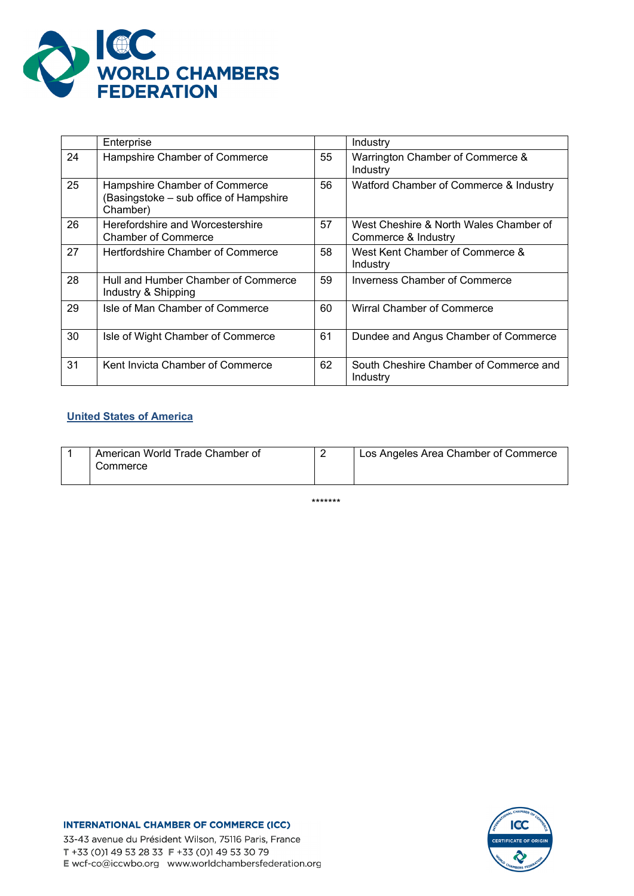| | | | |
|---|---|---|---|
| | Enterprise | | Industry |
| 24 | Hampshire Chamber of Commerce | 55 | Warrington Chamber of Commerce & Industry |
| 25 | Hampshire Chamber of Commerce (Basingstoke – sub office of Hampshire Chamber) | 56 | Watford Chamber of Commerce & Industry |
| 26 | Herefordshire and Worcestershire Chamber of Commerce | 57 | West Cheshire & North Wales Chamber of Commerce & Industry |
| 27 | Hertfordshire Chamber of Commerce | 58 | West Kent Chamber of Commerce & Industry |
| 28 | Hull and Humber Chamber of Commerce Industry & Shipping | 59 | Inverness Chamber of Commerce |
| 29 | Isle of Man Chamber of Commerce | 60 | Wirral Chamber of Commerce |
| 30 | Isle of Wight Chamber of Commerce | 61 | Dundee and Angus Chamber of Commerce |
| 31 | Kent Invicta Chamber of Commerce | 62 | South Cheshire Chamber of Commerce and Industry |

**United States of America**

| | | | |
|---|---|---|---|
| 1 | American World Trade Chamber of Commerce | 2 | Los Angeles Area Chamber of Commerce |

*******